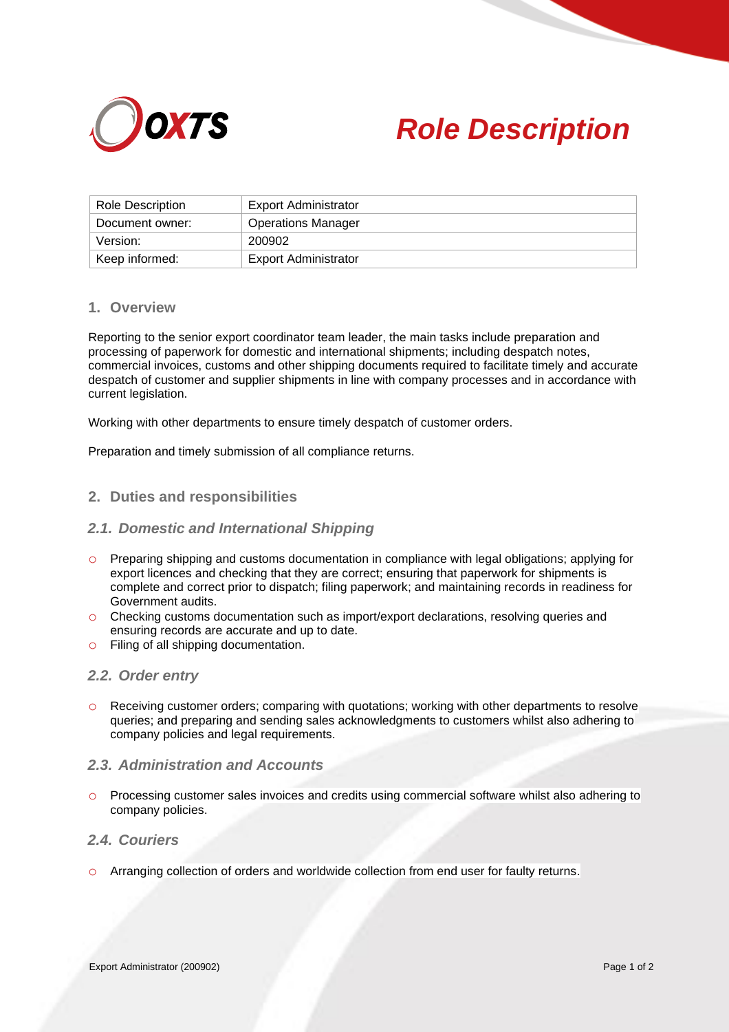# Role Description

| Role Description | Export Administrator |
|---|---|
| Document owner: | Operations Manager |
| Version: | 200902 |
| Keep informed: | Export Administrator |

## 1. Overview

Reporting to the senior export coordinator team leader, the main tasks include preparation and processing of paperwork for domestic and international shipments; including despatch notes, commercial invoices, customs and other shipping documents required to facilitate timely and accurate despatch of customer and supplier shipments in line with company processes and in accordance with current legislation.

Working with other departments to ensure timely despatch of customer orders.

Preparation and timely submission of all compliance returns.

## 2. Duties and responsibilities

### 2.1. Domestic and International Shipping

- Preparing shipping and customs documentation in compliance with legal obligations; applying for export licences and checking that they are correct; ensuring that paperwork for shipments is complete and correct prior to dispatch; filing paperwork; and maintaining records in readiness for Government audits.
- Checking customs documentation such as import/export declarations, resolving queries and ensuring records are accurate and up to date.
- Filing of all shipping documentation.

### 2.2. Order entry

- Receiving customer orders; comparing with quotations; working with other departments to resolve queries; and preparing and sending sales acknowledgments to customers whilst also adhering to company policies and legal requirements.

### 2.3. Administration and Accounts

- Processing customer sales invoices and credits using commercial software whilst also adhering to company policies.

### 2.4. Couriers

- Arranging collection of orders and worldwide collection from end user for faulty returns.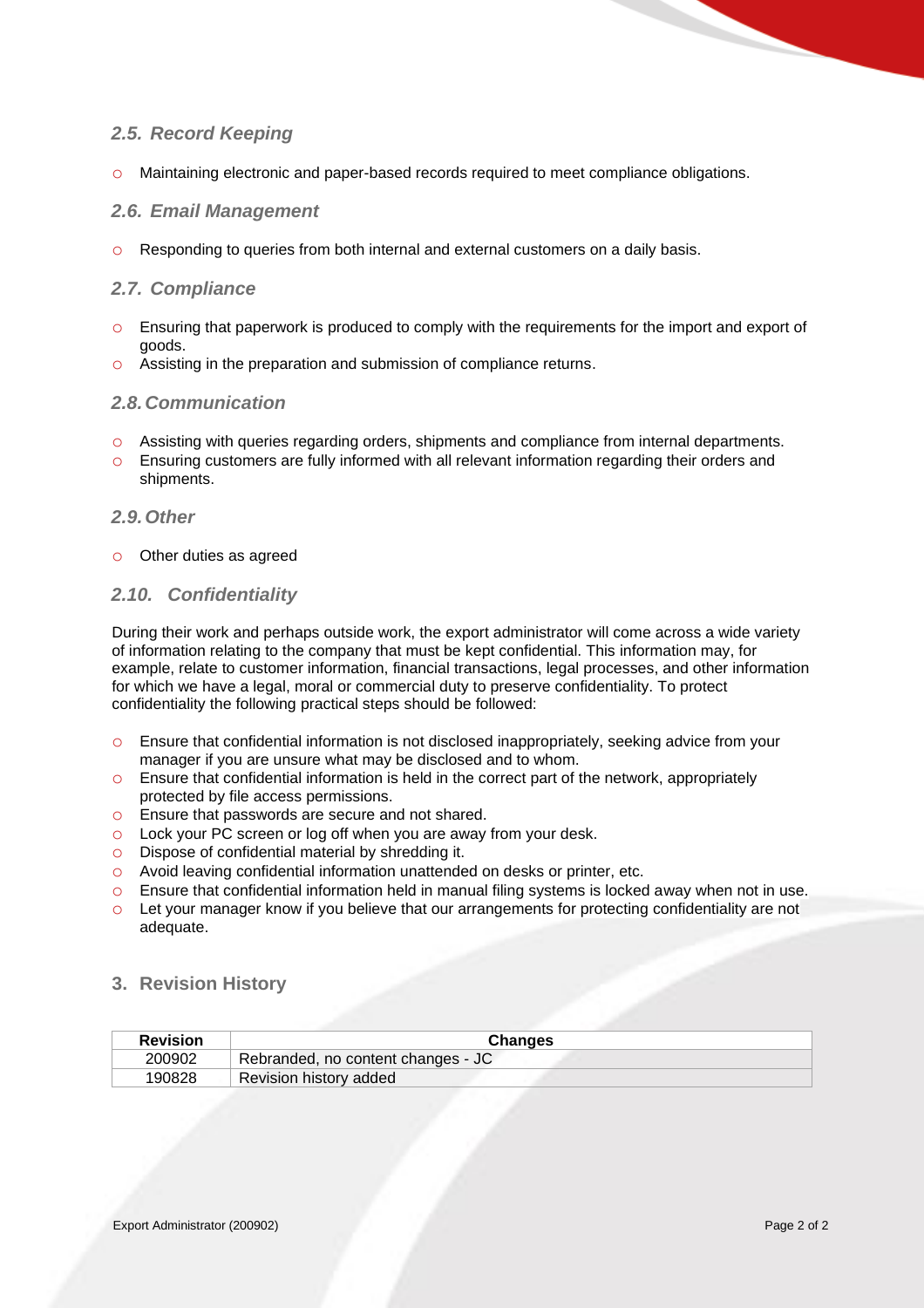### *2.5. Record Keeping*

- Maintaining electronic and paper-based records required to meet compliance obligations.

### *2.6. Email Management*

- Responding to queries from both internal and external customers on a daily basis.

### *2.7. Compliance*

- Ensuring that paperwork is produced to comply with the requirements for the import and export of goods.
- Assisting in the preparation and submission of compliance returns.

### *2.8. Communication*

- Assisting with queries regarding orders, shipments and compliance from internal departments.
- Ensuring customers are fully informed with all relevant information regarding their orders and shipments.

### *2.9. Other*

- Other duties as agreed

### *2.10. Confidentiality*

During their work and perhaps outside work, the export administrator will come across a wide variety of information relating to the company that must be kept confidential. This information may, for example, relate to customer information, financial transactions, legal processes, and other information for which we have a legal, moral or commercial duty to preserve confidentiality. To protect confidentiality the following practical steps should be followed:

- Ensure that confidential information is not disclosed inappropriately, seeking advice from your manager if you are unsure what may be disclosed and to whom.
- Ensure that confidential information is held in the correct part of the network, appropriately protected by file access permissions.
- Ensure that passwords are secure and not shared.
- Lock your PC screen or log off when you are away from your desk.
- Dispose of confidential material by shredding it.
- Avoid leaving confidential information unattended on desks or printer, etc.
- Ensure that confidential information held in manual filing systems is locked away when not in use.
- Let your manager know if you believe that our arrangements for protecting confidentiality are not adequate.

## 3. Revision History

| Revision | Changes |
|---|---|
| 200902 | Rebranded, no content changes - JC |
| 190828 | Revision history added |